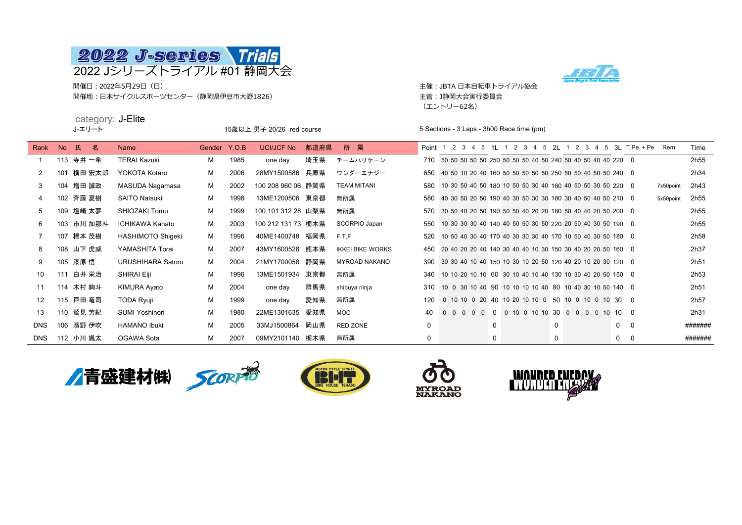# 2022 J-series Trials

## 2022 Jシリーズトライアル #01 静岡大会

開催日：2022年5月29日（日）

開催地：日本サイクルスポーツセンター（静岡県伊豆市大野1826）

主催：JBTA 日本自転車トライアル協会

主管：J静岡大会実行委員会

（エントリー62名）

category: J-Elite

J-エリート

15歳以上 男子 20/26 red course

5 Sections - 3 Laps - 3h00 Race time (pm)

| Rank | No | 氏　名 | Name | Gender | Y.O.B | UCI/JCF No | 都道府県 | 所　属 | Point | 1 | 2 | 3 | 4 | 5 | 1L | 1 | 2 | 3 | 4 | 5 | 2L | 1 | 2 | 3 | 4 | 5 | 3L | T.Pe | +.Pe | Rem | Time |
|---|---|---|---|---|---|---|---|---|---|---|---|---|---|---|---|---|---|---|---|---|---|---|---|---|---|---|---|---|---|---|---|
| 1 | 113 | 寺井 一希 | TERAI Kazuki | M | 1985 | one day | 埼玉県 | チームハリケーン | 710 | 50 | 50 | 50 | 50 | 50 | 250 | 50 | 50 | 50 | 40 | 50 | 240 | 50 | 40 | 50 | 40 | 40 | 220 | 0 | | | 2h55 |
| 2 | 101 | 横田 宏太郎 | YOKOTA Kotaro | M | 2006 | 28MY1500586 | 兵庫県 | ワンダーエナジー | 650 | 40 | 50 | 10 | 20 | 40 | 160 | 50 | 50 | 50 | 50 | 50 | 250 | 50 | 50 | 40 | 50 | 50 | 240 | 0 | | | 2h34 |
| 3 | 104 | 増田 誠政 | MASUDA Nagamasa | M | 2002 | 100 208 960 06 | 静岡県 | TEAM MITANI | 580 | 10 | 30 | 50 | 40 | 50 | 180 | 10 | 50 | 50 | 30 | 40 | 180 | 40 | 50 | 50 | 30 | 50 | 220 | 0 | | 7x50point | 2h43 |
| 4 | 102 | 斉藤 夏樹 | SAITO Natsuki | M | 1998 | 13ME1200506 | 東京都 | 無所属 | 580 | 40 | 30 | 50 | 20 | 50 | 190 | 40 | 30 | 50 | 30 | 30 | 180 | 30 | 40 | 50 | 40 | 50 | 210 | 0 | | 5x50point | 2h55 |
| 5 | 109 | 塩崎 太夢 | SHIOZAKI Tomu | M | 1999 | 100 101 312 28 | 山梨県 | 無所属 | 570 | 30 | 50 | 40 | 20 | 50 | 190 | 50 | 50 | 40 | 20 | 20 | 180 | 50 | 40 | 40 | 20 | 50 | 200 | 0 | | | 2h55 |
| 6 | 103 | 市川 加那斗 | ICHIKAWA Kanato | M | 2003 | 100 212 131 73 | 栃木県 | SCORPIO Japan | 550 | 10 | 30 | 30 | 30 | 40 | 140 | 40 | 50 | 50 | 30 | 50 | 220 | 20 | 50 | 40 | 30 | 50 | 190 | 0 | | | 2h55 |
| 7 | 107 | 橋本 茂樹 | HASHIMOTO Shigeki | M | 1996 | 40ME1400748 | 福岡県 | F.T.F | 520 | 10 | 50 | 40 | 30 | 40 | 170 | 40 | 30 | 30 | 30 | 40 | 170 | 10 | 50 | 40 | 30 | 50 | 180 | 0 | | | 2h58 |
| 8 | 108 | 山下 虎威 | YAMASHITA Torai | M | 2007 | 43MY1600528 | 熊本県 | IKKEI BIKE WORKS | 450 | 20 | 40 | 20 | 20 | 40 | 140 | 30 | 40 | 40 | 10 | 30 | 150 | 30 | 40 | 20 | 20 | 50 | 160 | 0 | | | 2h37 |
| 9 | 105 | 漆原 悟 | URUSHIHARA Satoru | M | 2004 | 21MY1700058 | 静岡県 | MYROAD NAKANO | 390 | 30 | 30 | 40 | 10 | 40 | 150 | 10 | 30 | 10 | 20 | 50 | 120 | 40 | 20 | 10 | 20 | 30 | 120 | 0 | | | 2h51 |
| 10 | 111 | 白井 栄治 | SHIRAI Eiji | M | 1996 | 13ME1501934 | 東京都 | 無所属 | 340 | 10 | 10 | 20 | 10 | 10 | 60 | 30 | 10 | 40 | 10 | 40 | 130 | 10 | 30 | 40 | 20 | 50 | 150 | 0 | | | 2h53 |
| 11 | 114 | 木村 絢斗 | KIMURA Ayato | M | 2004 | one day | 群馬県 | shibuya ninja | 310 | 10 | 0 | 30 | 10 | 40 | 90 | 10 | 10 | 10 | 10 | 40 | 80 | 10 | 40 | 30 | 10 | 50 | 140 | 0 | | | 2h51 |
| 12 | 115 | 戸田 竜司 | TODA Ryuji | M | 1999 | one day | 愛知県 | 無所属 | 120 | 0 | 10 | 10 | 0 | 20 | 40 | 10 | 20 | 10 | 10 | 0 | 50 | 10 | 0 | 10 | 0 | 10 | 30 | 0 | | | 2h57 |
| 13 | 110 | 鷲見 芳紀 | SUMI Yoshinori | M | 1980 | 22ME1301635 | 愛知県 | MOC | 40 | 0 | 0 | 0 | 0 | 0 | 0 | 0 | 10 | 0 | 10 | 10 | 30 | 0 | 0 | 0 | 0 | 10 | 10 | 0 | | | 2h31 |
| DNS | 106 | 濱野 伊吹 | HAMANO Ibuki | M | 2005 | 33MJ1500864 | 岡山県 | RED ZONE | 0 | | | | | | 0 | | | | | | 0 | | | | | | 0 | 0 | | | ####### |
| DNS | 112 | 小川 颯太 | OGAWA Sota | M | 2007 | 09MY2101140 | 栃木県 | 無所属 | 0 | | | | | | 0 | | | | | | 0 | | | | | | 0 | 0 | | | ####### |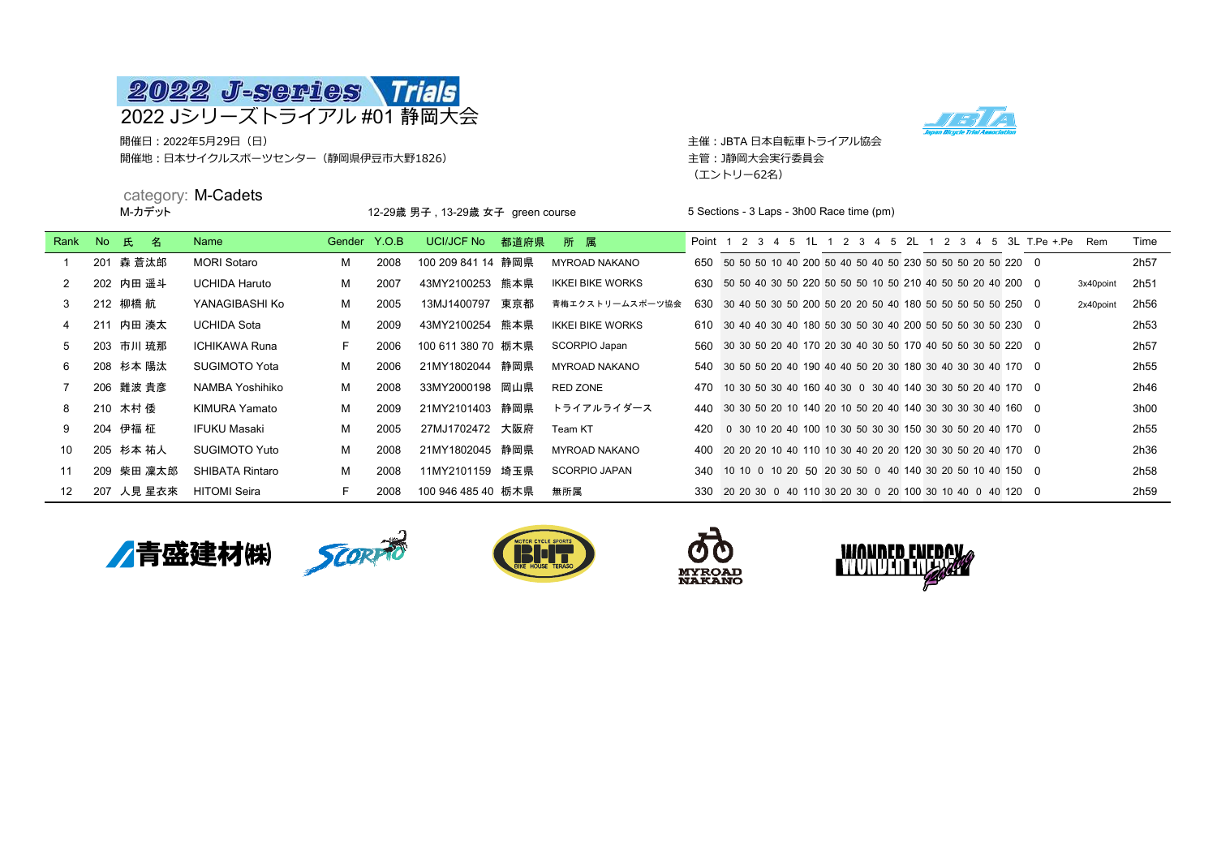# 2022 J-series Trials

## 2022 Jシリーズトライアル #01 静岡大会

開催日：2022年5月29日（日）
開催地：日本サイクルスポーツセンター（静岡県伊豆市大野1826）

主催：JBTA 日本自転車トライアル協会
主管：J静岡大会実行委員会
（エントリー62名）

category: **M-Cadets**
M-カデット

12-29歳 男子 , 13-29歳 女子 green course

5 Sections - 3 Laps - 3h00 Race time (pm)

| Rank | No | 氏 名 | Name | Gender | Y.O.B | UCI/JCF No | 都道府県 | 所 属 | Point | 1 | 2 | 3 | 4 | 5 | 1L | 1 | 2 | 3 | 4 | 5 | 2L | 1 | 2 | 3 | 4 | 5 | 3L | T.Pe | +.Pe | Rem | Time |
|---|---|---|---|---|---|---|---|---|---|---|---|---|---|---|---|---|---|---|---|---|---|---|---|---|---|---|---|---|---|---|---|
| 1 | 201 | 森 蒼汰郎 | MORI Sotaro | M | 2008 | 100 209 841 14 | 静岡県 | MYROAD NAKANO | 650 | 50 | 50 | 50 | 10 | 40 | 200 | 50 | 40 | 50 | 40 | 50 | 230 | 50 | 50 | 50 | 20 | 50 | 220 | 0 | | | 2h57 |
| 2 | 202 | 内田 遥斗 | UCHIDA Haruto | M | 2007 | 43MY2100253 | 熊本県 | IKKEI BIKE WORKS | 630 | 50 | 50 | 40 | 30 | 50 | 220 | 50 | 50 | 50 | 10 | 50 | 210 | 40 | 50 | 50 | 20 | 40 | 200 | 0 | | 3x40point | 2h51 |
| 3 | 212 | 柳橋 航 | YANAGIBASHI Ko | M | 2005 | 13MJ1400797 | 東京都 | 青梅エクストリームスポーツ協会 | 630 | 30 | 40 | 50 | 30 | 50 | 200 | 50 | 20 | 20 | 50 | 40 | 180 | 50 | 50 | 50 | 50 | 50 | 250 | 0 | | 2x40point | 2h56 |
| 4 | 211 | 内田 湊太 | UCHIDA Sota | M | 2009 | 43MY2100254 | 熊本県 | IKKEI BIKE WORKS | 610 | 30 | 40 | 40 | 30 | 40 | 180 | 50 | 30 | 50 | 30 | 40 | 200 | 50 | 50 | 50 | 30 | 50 | 230 | 0 | | | 2h53 |
| 5 | 203 | 市川 琉那 | ICHIKAWA Runa | F | 2006 | 100 611 380 70 | 栃木県 | SCORPIO Japan | 560 | 30 | 30 | 50 | 20 | 40 | 170 | 20 | 30 | 40 | 30 | 50 | 170 | 40 | 50 | 50 | 30 | 50 | 220 | 0 | | | 2h57 |
| 6 | 208 | 杉本 陽汰 | SUGIMOTO Yota | M | 2006 | 21MY1802044 | 静岡県 | MYROAD NAKANO | 540 | 30 | 50 | 50 | 20 | 40 | 190 | 40 | 40 | 50 | 20 | 30 | 180 | 30 | 40 | 30 | 30 | 40 | 170 | 0 | | | 2h55 |
| 7 | 206 | 難波 貴彦 | NAMBA Yoshihiko | M | 2008 | 33MY2000198 | 岡山県 | RED ZONE | 470 | 10 | 30 | 50 | 30 | 40 | 160 | 40 | 30 | 0 | 30 | 40 | 140 | 30 | 30 | 50 | 20 | 40 | 170 | 0 | | | 2h46 |
| 8 | 210 | 木村 倭 | KIMURA Yamato | M | 2009 | 21MY2101403 | 静岡県 | トライアルライダース | 440 | 30 | 30 | 50 | 20 | 10 | 140 | 20 | 10 | 50 | 20 | 40 | 140 | 30 | 30 | 30 | 30 | 40 | 160 | 0 | | | 3h00 |
| 9 | 204 | 伊福 柾 | IFUKU Masaki | M | 2005 | 27MJ1702472 | 大阪府 | Team KT | 420 | 0 | 30 | 10 | 20 | 40 | 100 | 10 | 30 | 50 | 30 | 30 | 150 | 30 | 30 | 50 | 20 | 40 | 170 | 0 | | | 2h55 |
| 10 | 205 | 杉本 祐人 | SUGIMOTO Yuto | M | 2008 | 21MY1802045 | 静岡県 | MYROAD NAKANO | 400 | 20 | 20 | 20 | 10 | 40 | 110 | 10 | 30 | 40 | 20 | 20 | 120 | 30 | 30 | 50 | 20 | 40 | 170 | 0 | | | 2h36 |
| 11 | 209 | 柴田 凜太郎 | SHIBATA Rintaro | M | 2008 | 11MY2101159 | 埼玉県 | SCORPIO JAPAN | 340 | 10 | 10 | 0 | 10 | 20 | 50 | 20 | 30 | 50 | 0 | 40 | 140 | 30 | 20 | 50 | 10 | 40 | 150 | 0 | | | 2h58 |
| 12 | 207 | 人見 星衣來 | HITOMI Seira | F | 2008 | 100 946 485 40 | 栃木県 | 無所属 | 330 | 20 | 20 | 30 | 0 | 40 | 110 | 30 | 20 | 30 | 0 | 20 | 100 | 30 | 10 | 40 | 0 | 40 | 120 | 0 | | | 2h59 |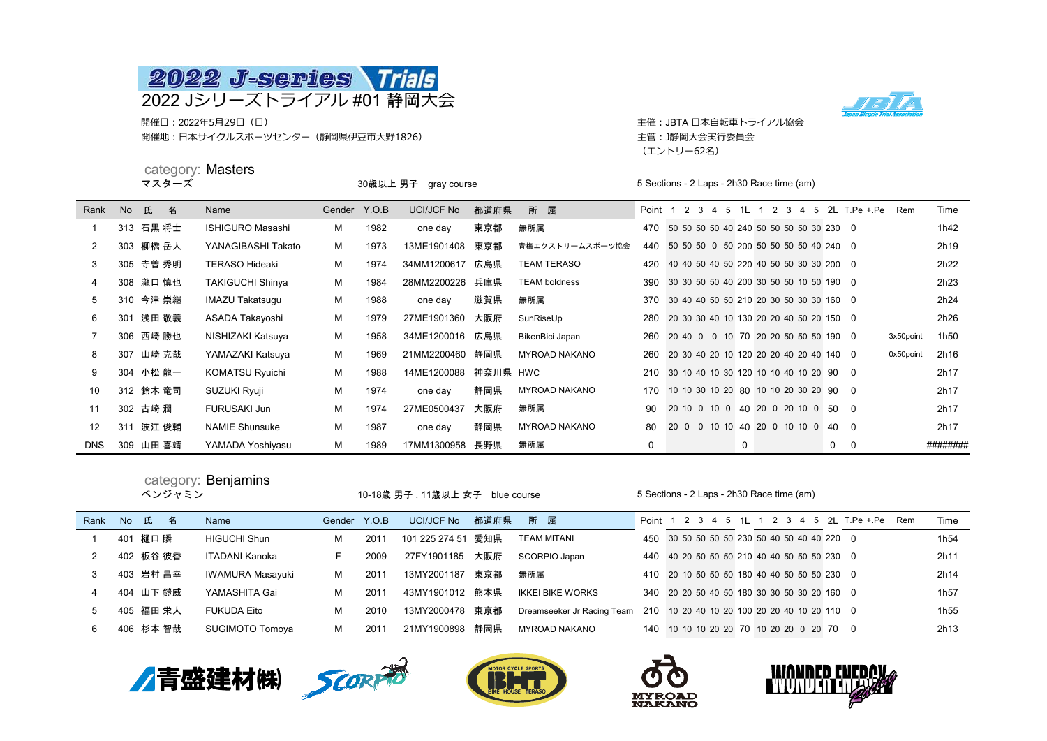# 2022 J-series Trials

## 2022 Jシリーズトライアル #01 静岡大会

開催日：2022年5月29日（日）
開催地：日本サイクルスポーツセンター（静岡県伊豆市大野1826）

主催：JBTA 日本自転車トライアル協会
主管：J静岡大会実行委員会
（エントリー62名）

### category: Masters
マスターズ

30歳以上 男子　gray course

5 Sections - 2 Laps - 2h30 Race time (am)

| Rank | No | 氏　名 | Name | Gender | Y.O.B | UCI/JCF No | 都道府県 | 所　属 | Point | 1 | 2 | 3 | 4 | 5 | 1L | 1 | 2 | 3 | 4 | 5 | 2L | T.Pe | +.Pe | Rem | Time |
|---|---|---|---|---|---|---|---|---|---|---|---|---|---|---|---|---|---|---|---|---|---|---|---|---|---|
| 1 | 313 | 石黒 将士 | ISHIGURO Masashi | M | 1982 | one day | 東京都 | 無所属 | 470 | 50 | 50 | 50 | 50 | 40 | 240 | 50 | 50 | 50 | 50 | 30 | 230 | 0 | | | 1h42 |
| 2 | 303 | 柳橋 岳人 | YANAGIBASHI Takato | M | 1973 | 13ME1901408 | 東京都 | 青梅エクストリームスポーツ協会 | 440 | 50 | 50 | 50 | 0 | 50 | 200 | 50 | 50 | 50 | 50 | 40 | 240 | 0 | | | 2h19 |
| 3 | 305 | 寺曽 秀明 | TERASO Hideaki | M | 1974 | 34MM1200617 | 広島県 | TEAM TERASO | 420 | 40 | 40 | 50 | 40 | 50 | 220 | 40 | 50 | 50 | 30 | 30 | 200 | 0 | | | 2h22 |
| 4 | 308 | 瀧口 慎也 | TAKIGUCHI Shinya | M | 1984 | 28MM2200226 | 兵庫県 | TEAM boldness | 390 | 30 | 30 | 50 | 50 | 40 | 200 | 30 | 50 | 50 | 10 | 50 | 190 | 0 | | | 2h23 |
| 5 | 310 | 今津 崇継 | IMAZU Takatsugu | M | 1988 | one day | 滋賀県 | 無所属 | 370 | 30 | 40 | 40 | 50 | 50 | 210 | 20 | 30 | 50 | 30 | 30 | 160 | 0 | | | 2h24 |
| 6 | 301 | 浅田 敬義 | ASADA Takayoshi | M | 1979 | 27ME1901360 | 大阪府 | SunRiseUp | 280 | 20 | 30 | 30 | 40 | 10 | 130 | 20 | 20 | 40 | 50 | 20 | 150 | 0 | | | 2h26 |
| 7 | 306 | 西崎 勝也 | NISHIZAKI Katsuya | M | 1958 | 34ME1200016 | 広島県 | BikenBici Japan | 260 | 20 | 40 | 0 | 0 | 10 | 70 | 20 | 20 | 50 | 50 | 50 | 190 | 0 | | 3x50point | 1h50 |
| 8 | 307 | 山崎 克哉 | YAMAZAKI Katsuya | M | 1969 | 21MM2200460 | 静岡県 | MYROAD NAKANO | 260 | 20 | 30 | 40 | 20 | 10 | 120 | 20 | 20 | 40 | 20 | 40 | 140 | 0 | | 0x50point | 2h16 |
| 9 | 304 | 小松 龍一 | KOMATSU Ryuichi | M | 1988 | 14ME1200088 | 神奈川県 | HWC | 210 | 30 | 10 | 40 | 10 | 30 | 120 | 10 | 10 | 40 | 10 | 20 | 90 | 0 | | | 2h17 |
| 10 | 312 | 鈴木 竜司 | SUZUKI Ryuji | M | 1974 | one day | 静岡県 | MYROAD NAKANO | 170 | 10 | 10 | 30 | 10 | 20 | 80 | 10 | 10 | 20 | 30 | 20 | 90 | 0 | | | 2h17 |
| 11 | 302 | 古崎 潤 | FURUSAKI Jun | M | 1974 | 27ME0500437 | 大阪府 | 無所属 | 90 | 20 | 10 | 0 | 10 | 0 | 40 | 20 | 0 | 20 | 10 | 0 | 50 | 0 | | | 2h17 |
| 12 | 311 | 波江 俊輔 | NAMIE Shunsuke | M | 1987 | one day | 静岡県 | MYROAD NAKANO | 80 | 20 | 0 | 0 | 10 | 10 | 40 | 20 | 0 | 10 | 10 | 0 | 40 | 0 | | | 2h17 |
| DNS | 309 | 山田 喜靖 | YAMADA Yoshiyasu | M | 1989 | 17MM1300958 | 長野県 | 無所属 | 0 | | | | | | 0 | | | | | | 0 | 0 | | | ######## |

### category: Benjamins
ベンジャミン

10-18歳 男子，11歳以上 女子　blue course

5 Sections - 2 Laps - 2h30 Race time (am)

| Rank | No | 氏　名 | Name | Gender | Y.O.B | UCI/JCF No | 都道府県 | 所　属 | Point | 1 | 2 | 3 | 4 | 5 | 1L | 1 | 2 | 3 | 4 | 5 | 2L | T.Pe | +.Pe | Rem | Time |
|---|---|---|---|---|---|---|---|---|---|---|---|---|---|---|---|---|---|---|---|---|---|---|---|---|---|
| 1 | 401 | 樋口 瞬 | HIGUCHI Shun | M | 2011 | 101 225 274 51 | 愛知県 | TEAM MITANI | 450 | 30 | 50 | 50 | 50 | 50 | 230 | 50 | 40 | 50 | 40 | 40 | 220 | 0 | | | 1h54 |
| 2 | 402 | 板谷 彼香 | ITADANI Kanoka | F | 2009 | 27FY1901185 | 大阪府 | SCORPIO Japan | 440 | 40 | 20 | 50 | 50 | 50 | 210 | 40 | 40 | 50 | 50 | 50 | 230 | 0 | | | 2h11 |
| 3 | 403 | 岩村 昌幸 | IWAMURA Masayuki | M | 2011 | 13MY2001187 | 東京都 | 無所属 | 410 | 20 | 10 | 50 | 50 | 50 | 180 | 40 | 40 | 50 | 50 | 50 | 230 | 0 | | | 2h14 |
| 4 | 404 | 山下 鎧威 | YAMASHITA Gai | M | 2011 | 43MY1901012 | 熊本県 | IKKEI BIKE WORKS | 340 | 20 | 20 | 50 | 40 | 50 | 180 | 30 | 30 | 50 | 30 | 20 | 160 | 0 | | | 1h57 |
| 5 | 405 | 福田 栄人 | FUKUDA Eito | M | 2010 | 13MY2000478 | 東京都 | Dreamseeker Jr Racing Team | 210 | 10 | 20 | 40 | 10 | 20 | 100 | 20 | 20 | 40 | 10 | 20 | 110 | 0 | | | 1h55 |
| 6 | 406 | 杉本 智哉 | SUGIMOTO Tomoya | M | 2011 | 21MY1900898 | 静岡県 | MYROAD NAKANO | 140 | 10 | 10 | 10 | 20 | 20 | 70 | 10 | 20 | 20 | 0 | 20 | 70 | 0 | | | 2h13 |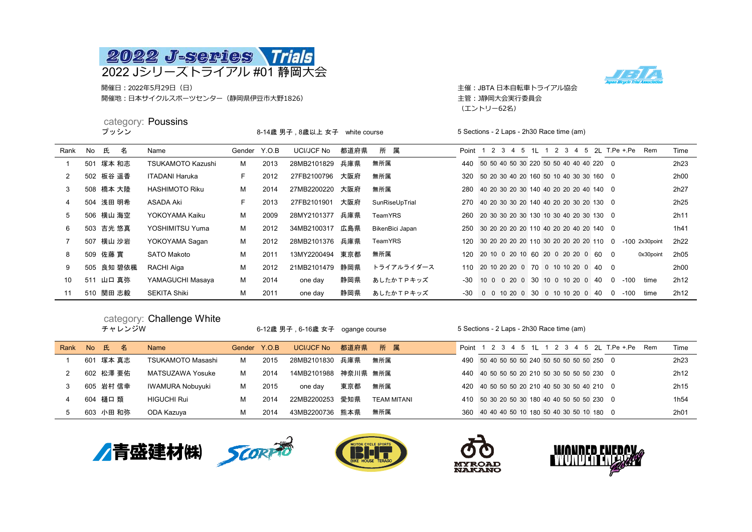# 2022 J-series Trials

## 2022 Jシリーズトライアル #01 静岡大会

開催日：2022年5月29日（日）
開催地：日本サイクルスポーツセンター（静岡県伊豆市大野1826）

主催：JBTA 日本自転車トライアル協会
主管：J静岡大会実行委員会
（エントリー62名）

### category: Poussins

プッシン

8-14歳 男子 , 8歳以上 女子　white course

5 Sections - 2 Laps - 2h30 Race time (am)

| Rank | No | 氏　名 | Name | Gender | Y.O.B | UCI/JCF No | 都道府県 | 所　属 | Point | 1 | 2 | 3 | 4 | 5 | 1L | 1 | 2 | 3 | 4 | 5 | 2L | T.Pe | +.Pe | Rem | Time |
|---|---|---|---|---|---|---|---|---|---|---|---|---|---|---|---|---|---|---|---|---|---|---|---|---|---|
| 1 | 501 | 塚本 和志 | TSUKAMOTO Kazushi | M | 2013 | 28MB2101829 | 兵庫県 | 無所属 | 440 | 50 | 50 | 40 | 50 | 30 | 220 | 50 | 50 | 40 | 40 | 40 | 220 | 0 | | | 2h23 |
| 2 | 502 | 板谷 遥香 | ITADANI Haruka | F | 2012 | 27FB2100796 | 大阪府 | 無所属 | 320 | 50 | 20 | 30 | 40 | 20 | 160 | 50 | 10 | 40 | 30 | 30 | 160 | 0 | | | 2h00 |
| 3 | 508 | 橋本 大陸 | HASHIMOTO Riku | M | 2014 | 27MB2200220 | 大阪府 | 無所属 | 280 | 40 | 20 | 30 | 20 | 30 | 140 | 40 | 20 | 20 | 20 | 40 | 140 | 0 | | | 2h27 |
| 4 | 504 | 浅田 明希 | ASADA Aki | F | 2013 | 27FB2101901 | 大阪府 | SunRiseUpTrial | 270 | 40 | 20 | 30 | 30 | 20 | 140 | 40 | 20 | 20 | 30 | 20 | 130 | 0 | | | 2h25 |
| 5 | 506 | 横山 海空 | YOKOYAMA Kaiku | M | 2009 | 28MY2101377 | 兵庫県 | TeamYRS | 260 | 20 | 30 | 30 | 20 | 30 | 130 | 10 | 30 | 40 | 20 | 30 | 130 | 0 | | | 2h11 |
| 6 | 503 | 吉光 悠真 | YOSHIMITSU Yuma | M | 2012 | 34MB2100317 | 広島県 | BikenBici Japan | 250 | 30 | 20 | 20 | 20 | 20 | 110 | 40 | 20 | 20 | 40 | 20 | 140 | 0 | | | 1h41 |
| 7 | 507 | 横山 沙岩 | YOKOYAMA Sagan | M | 2012 | 28MB2101376 | 兵庫県 | TeamYRS | 120 | 30 | 20 | 20 | 20 | 20 | 110 | 30 | 20 | 20 | 20 | 20 | 110 | 0 | -100 | 2x30point | 2h22 |
| 8 | 509 | 佐藤 實 | SATO Makoto | M | 2011 | 13MY2200494 | 東京都 | 無所属 | 120 | 20 | 10 | 0 | 20 | 10 | 60 | 20 | 0 | 20 | 20 | 0 | 60 | 0 | | 0x30point | 2h05 |
| 9 | 505 | 良知 碧依楓 | RACHI Aiga | M | 2012 | 21MB2101479 | 静岡県 | トライアルライダース | 110 | 20 | 10 | 20 | 20 | 0 | 70 | 0 | 10 | 10 | 20 | 0 | 40 | 0 | | | 2h00 |
| 10 | 511 | 山口 真弥 | YAMAGUCHI Masaya | M | 2014 | one day | 静岡県 | あしたかＴＰキッズ | -30 | 10 | 0 | 0 | 20 | 0 | 30 | 10 | 0 | 10 | 20 | 0 | 40 | 0 | -100 | time | 2h12 |
| 11 | 510 | 関田 志毅 | SEKITA Shiki | M | 2011 | one day | 静岡県 | あしたかＴＰキッズ | -30 | 0 | 0 | 10 | 20 | 0 | 30 | 0 | 10 | 10 | 20 | 0 | 40 | 0 | -100 | time | 2h12 |

### category: Challenge White

チャレンジW

6-12歳 男子 , 6-16歳 女子　ogange course

5 Sections - 2 Laps - 2h30 Race time (am)

| Rank | No | 氏　名 | Name | Gender | Y.O.B | UCI/JCF No | 都道府県 | 所　属 | Point | 1 | 2 | 3 | 4 | 5 | 1L | 1 | 2 | 3 | 4 | 5 | 2L | T.Pe | +.Pe | Rem | Time |
|---|---|---|---|---|---|---|---|---|---|---|---|---|---|---|---|---|---|---|---|---|---|---|---|---|---|
| 1 | 601 | 塚本 真志 | TSUKAMOTO Masashi | M | 2015 | 28MB2101830 | 兵庫県 | 無所属 | 490 | 50 | 40 | 50 | 50 | 50 | 240 | 50 | 50 | 50 | 50 | 50 | 250 | 0 | | | 2h23 |
| 2 | 602 | 松澤 要佑 | MATSUZAWA Yosuke | M | 2014 | 14MB2101988 | 神奈川県 | 無所属 | 440 | 40 | 50 | 50 | 50 | 20 | 210 | 50 | 30 | 50 | 50 | 50 | 230 | 0 | | | 2h12 |
| 3 | 605 | 岩村 信幸 | IWAMURA Nobuyuki | M | 2015 | one day | 東京都 | 無所属 | 420 | 40 | 50 | 50 | 50 | 20 | 210 | 40 | 50 | 30 | 50 | 40 | 210 | 0 | | | 2h15 |
| 4 | 604 | 樋口 類 | HIGUCHI Rui | M | 2014 | 22MB2200253 | 愛知県 | TEAM MITANI | 410 | 50 | 30 | 20 | 50 | 30 | 180 | 40 | 40 | 50 | 50 | 50 | 230 | 0 | | | 1h54 |
| 5 | 603 | 小田 和弥 | ODA Kazuya | M | 2014 | 43MB2200736 | 熊本県 | 無所属 | 360 | 40 | 40 | 40 | 50 | 10 | 180 | 50 | 40 | 30 | 50 | 10 | 180 | 0 | | | 2h01 |